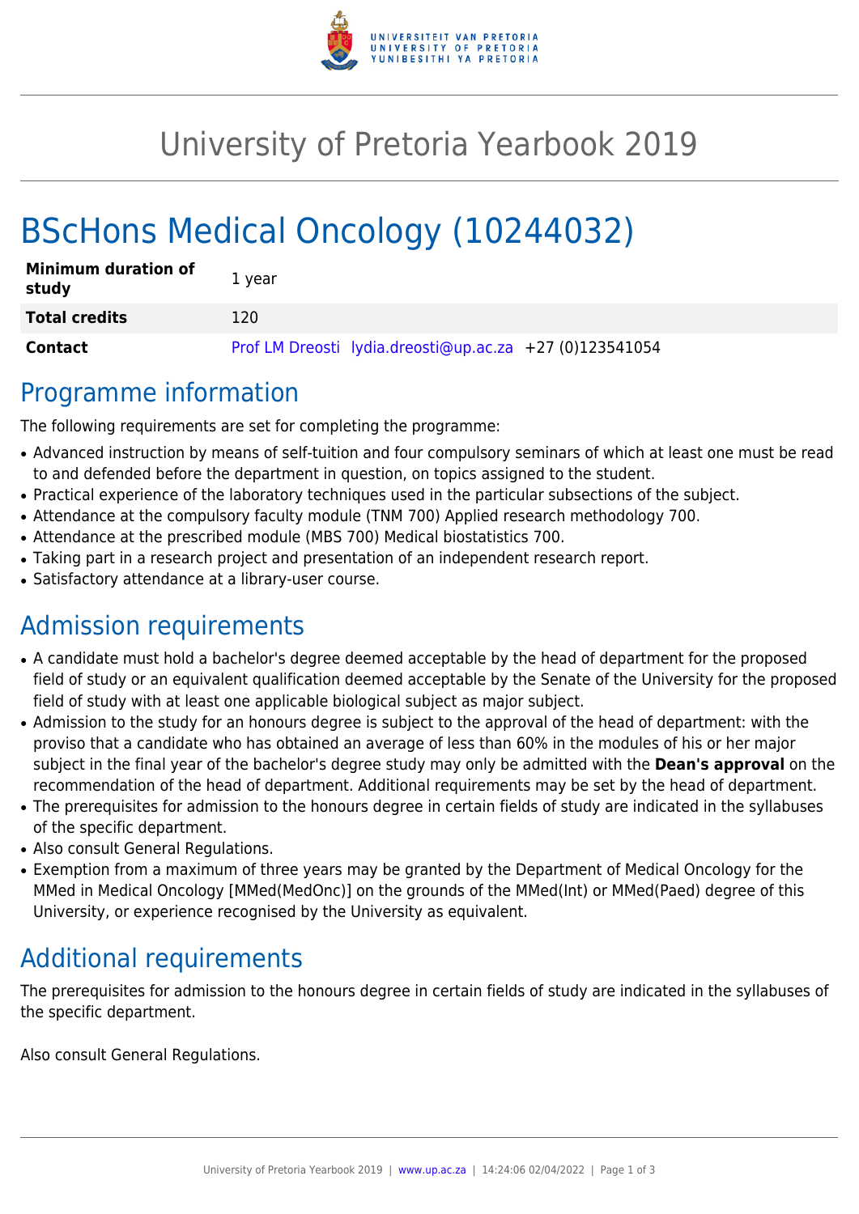# University of Pretoria Yearbook 2019

# BScHons Medical Oncology (10244032)

| **Minimum duration of study** | 1 year |
|---|---|
| **Total credits** | 120 |
| **Contact** | Prof LM Dreosti lydia.dreosti@up.ac.za +27 (0)123541054 |

## Programme information

The following requirements are set for completing the programme:

- Advanced instruction by means of self-tuition and four compulsory seminars of which at least one must be read to and defended before the department in question, on topics assigned to the student.
- Practical experience of the laboratory techniques used in the particular subsections of the subject.
- Attendance at the compulsory faculty module (TNM 700) Applied research methodology 700.
- Attendance at the prescribed module (MBS 700) Medical biostatistics 700.
- Taking part in a research project and presentation of an independent research report.
- Satisfactory attendance at a library-user course.

## Admission requirements

- A candidate must hold a bachelor's degree deemed acceptable by the head of department for the proposed field of study or an equivalent qualification deemed acceptable by the Senate of the University for the proposed field of study with at least one applicable biological subject as major subject.
- Admission to the study for an honours degree is subject to the approval of the head of department: with the proviso that a candidate who has obtained an average of less than 60% in the modules of his or her major subject in the final year of the bachelor's degree study may only be admitted with the **Dean's approval** on the recommendation of the head of department. Additional requirements may be set by the head of department.
- The prerequisites for admission to the honours degree in certain fields of study are indicated in the syllabuses of the specific department.
- Also consult General Regulations.
- Exemption from a maximum of three years may be granted by the Department of Medical Oncology for the MMed in Medical Oncology [MMed(MedOnc)] on the grounds of the MMed(Int) or MMed(Paed) degree of this University, or experience recognised by the University as equivalent.

## Additional requirements

The prerequisites for admission to the honours degree in certain fields of study are indicated in the syllabuses of the specific department.

Also consult General Regulations.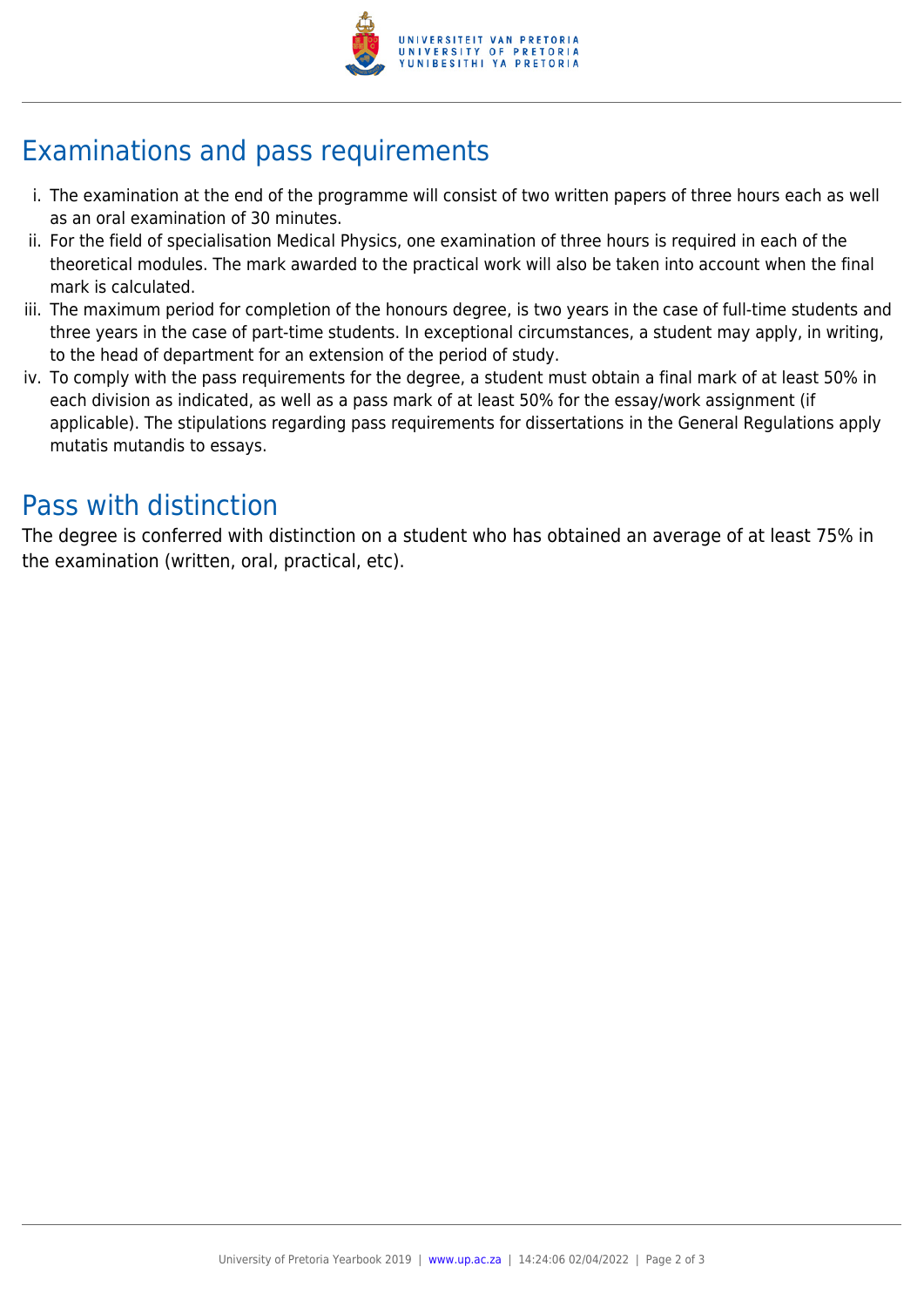## Examinations and pass requirements

i. The examination at the end of the programme will consist of two written papers of three hours each as well as an oral examination of 30 minutes.
ii. For the field of specialisation Medical Physics, one examination of three hours is required in each of the theoretical modules. The mark awarded to the practical work will also be taken into account when the final mark is calculated.
iii. The maximum period for completion of the honours degree, is two years in the case of full-time students and three years in the case of part-time students. In exceptional circumstances, a student may apply, in writing, to the head of department for an extension of the period of study.
iv. To comply with the pass requirements for the degree, a student must obtain a final mark of at least 50% in each division as indicated, as well as a pass mark of at least 50% for the essay/work assignment (if applicable). The stipulations regarding pass requirements for dissertations in the General Regulations apply mutatis mutandis to essays.

## Pass with distinction

The degree is conferred with distinction on a student who has obtained an average of at least 75% in the examination (written, oral, practical, etc).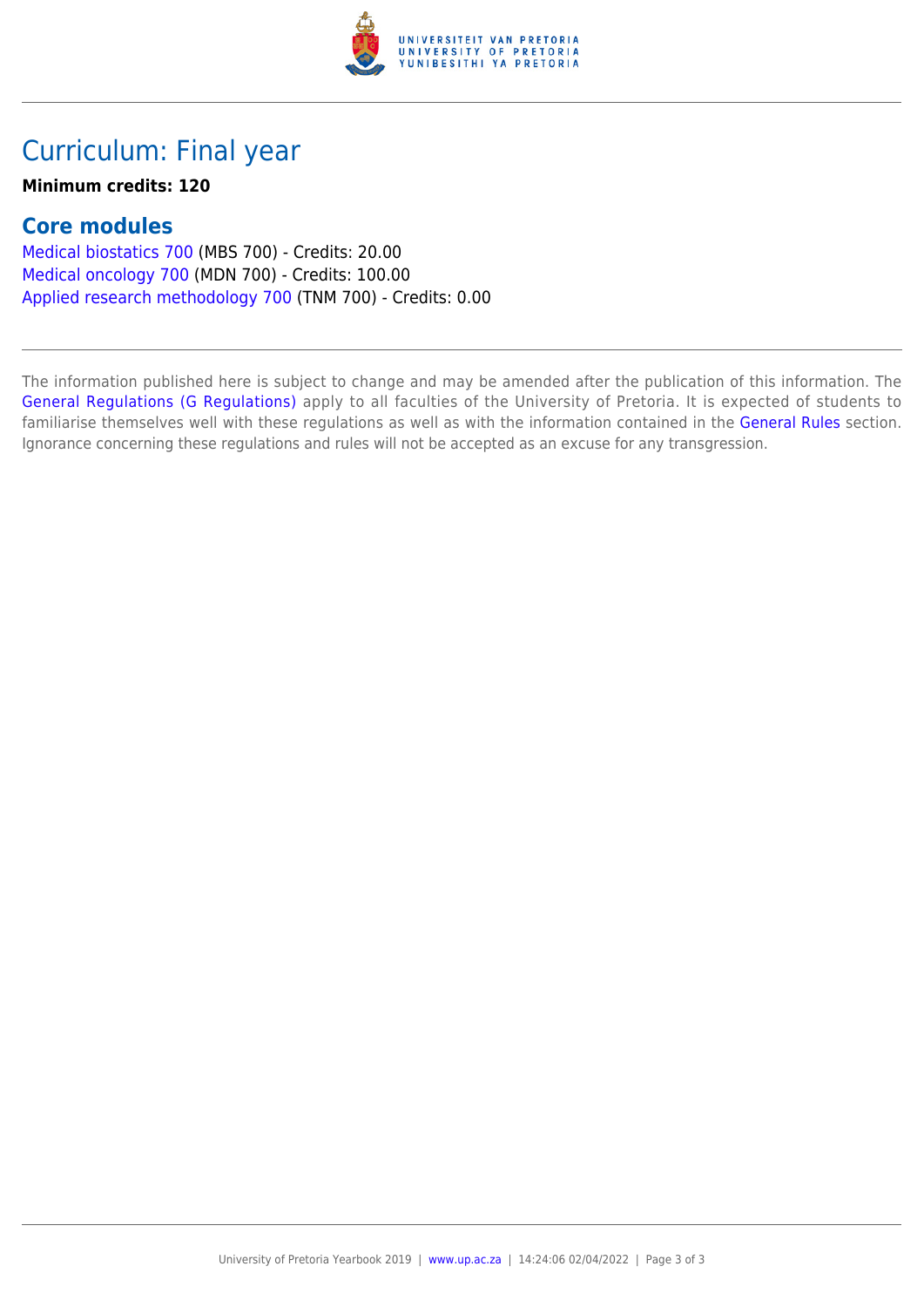## Curriculum: Final year

**Minimum credits: 120**

### Core modules

Medical biostatics 700 (MBS 700) - Credits: 20.00
Medical oncology 700 (MDN 700) - Credits: 100.00
Applied research methodology 700 (TNM 700) - Credits: 0.00

The information published here is subject to change and may be amended after the publication of this information. The General Regulations (G Regulations) apply to all faculties of the University of Pretoria. It is expected of students to familiarise themselves well with these regulations as well as with the information contained in the General Rules section. Ignorance concerning these regulations and rules will not be accepted as an excuse for any transgression.